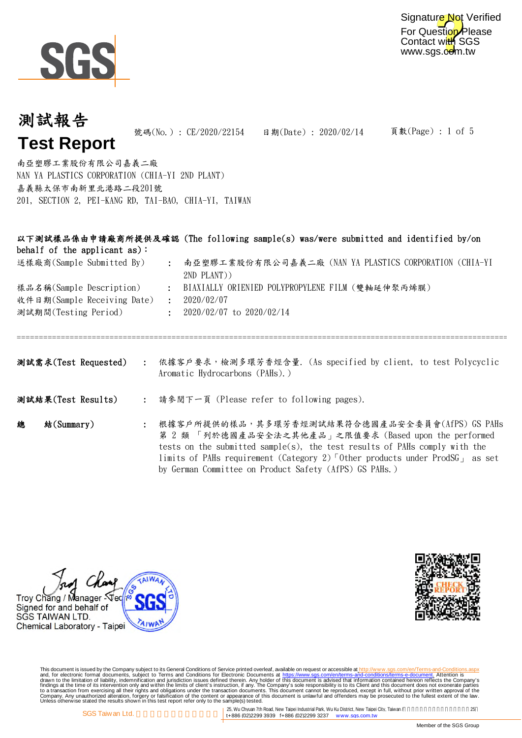# 測試報告
# Test Report

號碼(No.) : CE/2020/22154　　日期(Date) : 2020/02/14

南亞塑膠工業股份有限公司嘉義二廠
NAN YA PLASTICS CORPORATION (CHIA-YI 2ND PLANT)
嘉義縣太保市南新里北港路二段201號
201, SECTION 2, PEI-KANG RD, TAI-BAO, CHIA-YI, TAIWAN

**以下測試樣品係由申請廠商所提供及確認 (The following sample(s) was/were submitted and identified by/on behalf of the applicant as):**

| | | |
|---|---|---|
| 送樣廠商(Sample Submitted By) | : | 南亞塑膠工業股份有限公司嘉義二廠 (NAN YA PLASTICS CORPORATION (CHIA-YI 2ND PLANT)) |
| 樣品名稱(Sample Description) | : | BIAXIALLY ORIENIED POLYPROPYLENE FILM (雙軸延伸聚丙烯膜) |
| 收件日期(Sample Receiving Date) | : | 2020/02/07 |
| 測試期間(Testing Period) | : | 2020/02/07 to 2020/02/14 |

==========================================================================================================

**測試需求(Test Requested)** : 依據客戶要求，檢測多環芳香烴含量. (As specified by client, to test Polycyclic Aromatic Hydrocarbons (PAHs).)

**測試結果(Test Results)** : 請參閱下一頁 (Please refer to following pages).

**總　結(Summary)** : 根據客戶所提供的樣品，其多環芳香烴測試結果符合德國產品安全委員會(AfPS) GS PAHs 第 2 類 「列於德國產品安全法之其他產品」之限值要求 (Based upon the performed tests on the submitted sample(s), the test results of PAHs comply with the limits of PAHs requirement (Category 2)「Other products under ProdSG」 as set by German Committee on Product Safety (AfPS) GS PAHs.)

Troy Chang / Manager - Tec
Signed for and behalf of
SGS TAIWAN LTD.
Chemical Laboratory - Taipei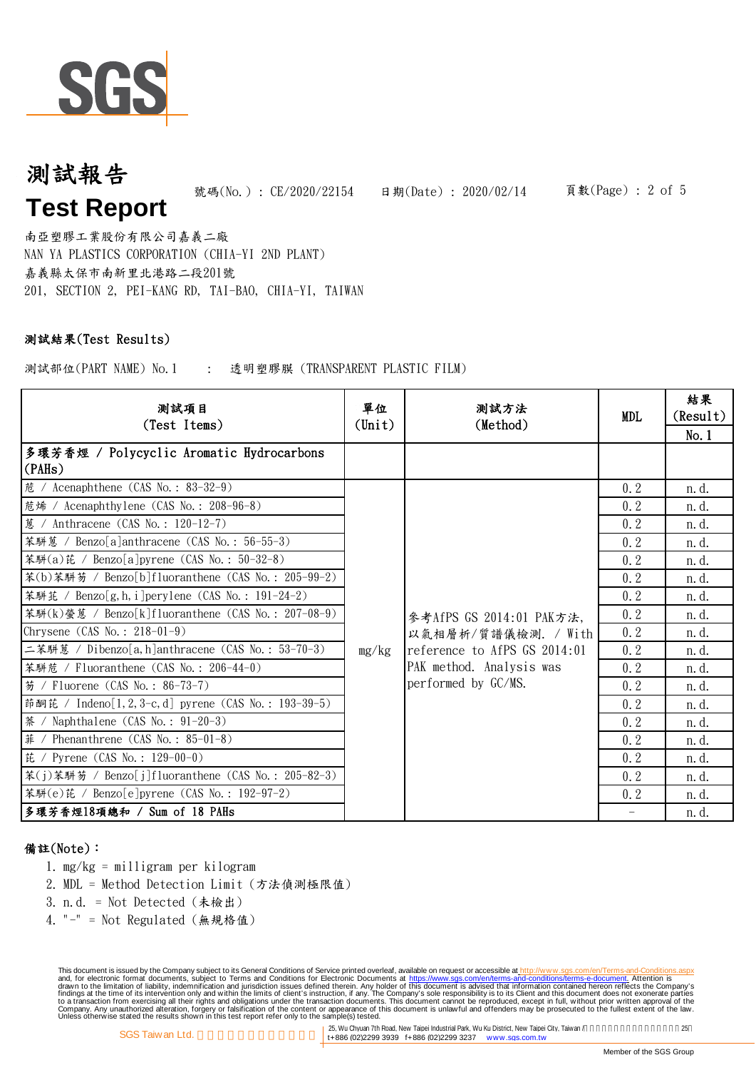# 測試報告

# Test Report

號碼(No.) : CE/2020/22154　　日期(Date) : 2020/02/14

南亞塑膠工業股份有限公司嘉義二廠
NAN YA PLASTICS CORPORATION (CHIA-YI 2ND PLANT)
嘉義縣太保市南新里北港路二段201號
201, SECTION 2, PEI-KANG RD, TAI-BAO, CHIA-YI, TAIWAN

## 測試結果(Test Results)

測試部位(PART NAME) No.1　:　透明塑膠膜 (TRANSPARENT PLASTIC FILM)

| 測試項目 (Test Items) | 單位 (Unit) | 測試方法 (Method) | MDL | 結果 (Result) No.1 |
|---|---|---|---|---|
| **多環芳香烴 / Polycyclic Aromatic Hydrocarbons (PAHs)** | | | | |
| 苊 / Acenaphthene (CAS No.: 83-32-9) | mg/kg | 參考AfPS GS 2014:01 PAK方法, 以氣相層析/質譜儀檢測. / With reference to AfPS GS 2014:01 PAK method. Analysis was performed by GC/MS. | 0.2 | n.d. |
| 苊烯 / Acenaphthylene (CAS No.: 208-96-8) | | | 0.2 | n.d. |
| 蒽 / Anthracene (CAS No.: 120-12-7) | | | 0.2 | n.d. |
| 苯駢蒽 / Benzo[a]anthracene (CAS No.: 56-55-3) | | | 0.2 | n.d. |
| 苯駢(a)芘 / Benzo[a]pyrene (CAS No.: 50-32-8) | | | 0.2 | n.d. |
| 苯(b)苯駢芴 / Benzo[b]fluoranthene (CAS No.: 205-99-2) | | | 0.2 | n.d. |
| 苯駢苝 / Benzo[g,h,i]perylene (CAS No.: 191-24-2) | | | 0.2 | n.d. |
| 苯駢(k)螢蒽 / Benzo[k]fluoranthene (CAS No.: 207-08-9) | | | 0.2 | n.d. |
| Chrysene (CAS No.: 218-01-9) | | | 0.2 | n.d. |
| 二苯駢蒽 / Dibenzo[a,h]anthracene (CAS No.: 53-70-3) | | | 0.2 | n.d. |
| 苯駢苊 / Fluoranthene (CAS No.: 206-44-0) | | | 0.2 | n.d. |
| 芴 / Fluorene (CAS No.: 86-73-7) | | | 0.2 | n.d. |
| 茚酮芘 / Indeno[1,2,3-c,d] pyrene (CAS No.: 193-39-5) | | | 0.2 | n.d. |
| 萘 / Naphthalene (CAS No.: 91-20-3) | | | 0.2 | n.d. |
| 菲 / Phenanthrene (CAS No.: 85-01-8) | | | 0.2 | n.d. |
| 芘 / Pyrene (CAS No.: 129-00-0) | | | 0.2 | n.d. |
| 苯(j)苯駢芴 / Benzo[j]fluoranthene (CAS No.: 205-82-3) | | | 0.2 | n.d. |
| 苯駢(e)芘 / Benzo[e]pyrene (CAS No.: 192-97-2) | | | 0.2 | n.d. |
| **多環芳香烴18項總和 / Sum of 18 PAHs** | | | - | n.d. |

**備註(Note)：**

1. mg/kg = milligram per kilogram
2. MDL = Method Detection Limit (方法偵測極限值)
3. n.d. = Not Detected (未檢出)
4. "-" = Not Regulated (無規格值)

This document is issued by the Company subject to its General Conditions of Service printed overleaf, available on request or accessible at http://www.sgs.com/en/Terms-and-Conditions.aspx and, for electronic format documents, subject to Terms and Conditions for Electronic Documents at https://www.sgs.com/en/terms-and-conditions/terms-e-document. Attention is drawn to the limitation of liability, indemnification and jurisdiction issues defined therein. Any holder of this document is advised that information contained hereon reflects the Company's findings at the time of its intervention only and within the limits of client's instruction, if any. The Company's sole responsibility is to its Client and this document does not exonerate parties to a transaction from exercising all their rights and obligations under the transaction documents. This document cannot be reproduced, except in full, without prior written approval of the Company. Any unauthorized alteration, forgery or falsification of the content or appearance of this document is unlawful and offenders may be prosecuted to the fullest extent of the law. Unless otherwise stated the results shown in this test report refer only to the sample(s) tested.

SGS Taiwan Ltd. | 25, Wu Chyuan 7th Road, New Taipei Industrial Park, Wu Ku District, New Taipei City, Taiwan | t+886 (02)2299 3939 f+886 (02)2299 3237 www.sgs.com.tw

Member of the SGS Group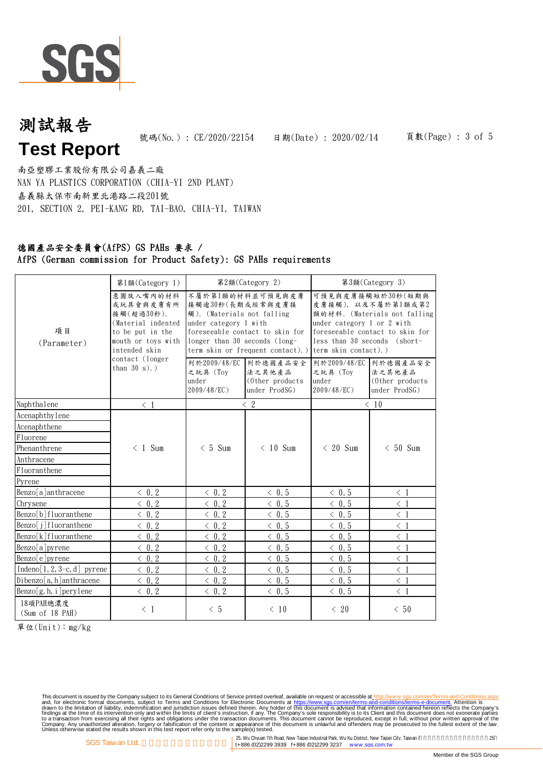# 測試報告
# Test Report

號碼(No.) : CE/2020/22154　　日期(Date) : 2020/02/14

南亞塑膠工業股份有限公司嘉義二廠
NAN YA PLASTICS CORPORATION (CHIA-YI 2ND PLANT)
嘉義縣太保市南新里北港路二段201號
201, SECTION 2, PEI-KANG RD, TAI-BAO, CHIA-YI, TAIWAN

## 德國產品安全委員會(AfPS) GS PAHs 要求 /
## AfPS (German commission for Product Safety): GS PAHs requirements

| 項目 (Parameter) | 第1類(Category 1) | 第2類(Category 2) | | 第3類(Category 3) | |
|---|---|---|---|---|---|
| | 意圖放入嘴內的材料或玩具會與皮膚有所接觸(超過30秒). (Material indented to be put in the mouth or toys with intended skin contact (longer than 30 s).) | 不屬於第1類的材料並可預見與皮膚接觸逾30秒(長期或經常與皮膚接觸). (Materials not falling under category 1 with foreseeable contact to skin for longer than 30 seconds (long-term skin or frequent contact).) | | 可預見與皮膚接觸短於30秒(短期與皮膚接觸), 以及不屬於第1類或第2類的材料. (Materials not falling under category 1 or 2 with foreseeable contact to skin for less than 30 seconds (short-term skin contact).) | |
| | | 列於2009/48/EC之玩具 (Toy under 2009/48/EC) | 列於德國產品安全法之其他產品 (Other products under ProdSG) | 列於2009/48/EC之玩具 (Toy under 2009/48/EC) | 列於德國產品安全法之其他產品 (Other products under ProdSG) |
| Naphthalene | < 1 | < 2 | | < 10 | |
| Acenaphthylene | < 1 Sum | < 5 Sum | < 10 Sum | < 20 Sum | < 50 Sum |
| Acenaphthene | | | | | |
| Fluorene | | | | | |
| Phenanthrene | | | | | |
| Anthracene | | | | | |
| Fluoranthene | | | | | |
| Pyrene | | | | | |
| Benzo[a]anthracene | < 0.2 | < 0.2 | < 0.5 | < 0.5 | < 1 |
| Chrysene | < 0.2 | < 0.2 | < 0.5 | < 0.5 | < 1 |
| Benzo[b]fluoranthene | < 0.2 | < 0.2 | < 0.5 | < 0.5 | < 1 |
| Benzo[j]fluoranthene | < 0.2 | < 0.2 | < 0.5 | < 0.5 | < 1 |
| Benzo[k]fluoranthene | < 0.2 | < 0.2 | < 0.5 | < 0.5 | < 1 |
| Benzo[a]pyrene | < 0.2 | < 0.2 | < 0.5 | < 0.5 | < 1 |
| Benzo[e]pyrene | < 0.2 | < 0.2 | < 0.5 | < 0.5 | < 1 |
| Indeno[1,2,3-c,d] pyrene | < 0.2 | < 0.2 | < 0.5 | < 0.5 | < 1 |
| Dibenzo[a,h]anthracene | < 0.2 | < 0.2 | < 0.5 | < 0.5 | < 1 |
| Benzo[g,h,i]perylene | < 0.2 | < 0.2 | < 0.5 | < 0.5 | < 1 |
| 18項PAH總濃度 (Sum of 18 PAH) | < 1 | < 5 | < 10 | < 20 | < 50 |

單位(Unit)：mg/kg

This document is issued by the Company subject to its General Conditions of Service printed overleaf, available on request or accessible at http://www.sgs.com/en/Terms-and-Conditions.aspx and, for electronic format documents, subject to Terms and Conditions for Electronic Documents at https://www.sgs.com/en/terms-and-conditions/terms-e-document. Attention is drawn to the limitation of liability, indemnification and jurisdiction issues defined therein. Any holder of this document is advised that information contained hereon reflects the Company's findings at the time of its intervention only and within the limits of client's instruction, if any. The Company's sole responsibility is to its Client and this document does not exonerate parties to a transaction from exercising all their rights and obligations under the transaction documents. This document cannot be reproduced, except in full, without prior written approval of the Company. Any unauthorized alteration, forgery or falsification of the content or appearance of this document is unlawful and offenders may be prosecuted to the fullest extent of the law. Unless otherwise stated the results shown in this test report refer only to the sample(s) tested.

SGS Taiwan Ltd. | 25, Wu Chyuan 7th Road, New Taipei Industrial Park, Wu Ku District, New Taipei City, Taiwan / t+886 (02)2299 3939 f+886 (02)2299 3237 www.sgs.com.tw

Member of the SGS Group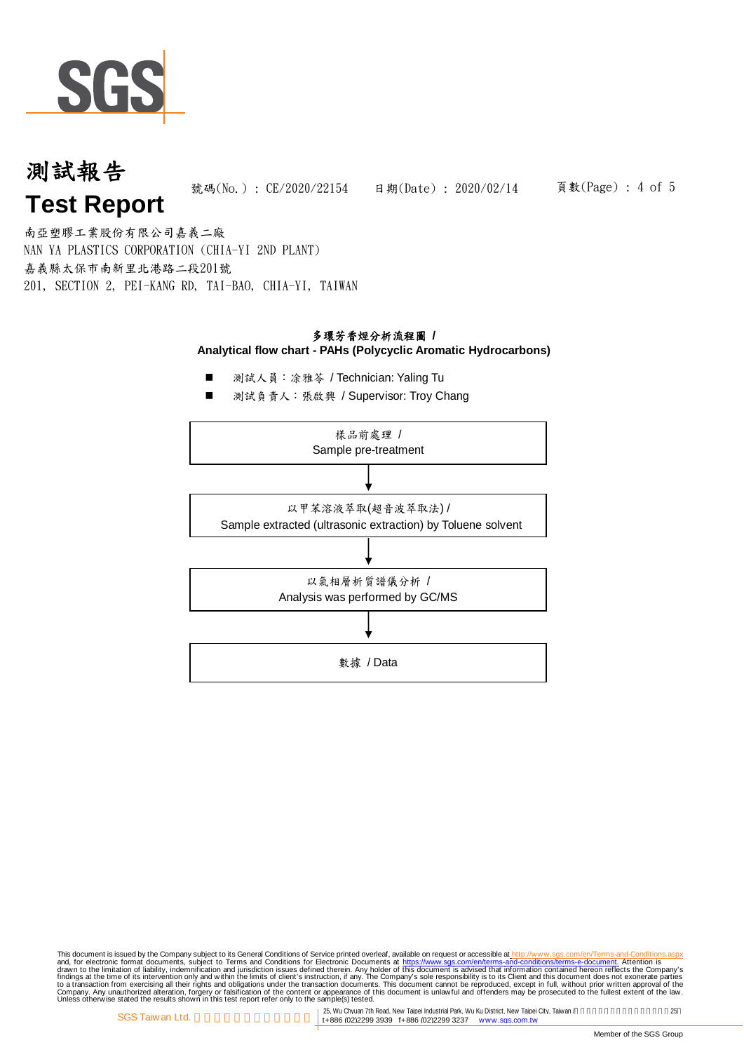# 測試報告
# Test Report

號碼(No.) : CE/2020/22154　　日期(Date) : 2020/02/14

南亞塑膠工業股份有限公司嘉義二廠
NAN YA PLASTICS CORPORATION (CHIA-YI 2ND PLANT)
嘉義縣太保市南新里北港路二段201號
201, SECTION 2, PEI-KANG RD, TAI-BAO, CHIA-YI, TAIWAN

## 多環芳香烴分析流程圖 / Analytical flow chart - PAHs (Polycyclic Aromatic Hydrocarbons)

- 測試人員：涂雅苓 / Technician: Yaling Tu
- 測試負責人：張啟興 / Supervisor: Troy Chang

樣品前處理 / Sample pre-treatment

↓

以甲苯溶液萃取(超音波萃取法) / Sample extracted (ultrasonic extraction) by Toluene solvent

↓

以氣相層析質譜儀分析 / Analysis was performed by GC/MS

↓

數據 / Data

This document is issued by the Company subject to its General Conditions of Service printed overleaf, available on request or accessible at http://www.sgs.com/en/Terms-and-Conditions.aspx and, for electronic format documents, subject to Terms and Conditions for Electronic Documents at https://www.sgs.com/en/terms-and-conditions/terms-e-document. Attention is drawn to the limitation of liability, indemnification and jurisdiction issues defined therein. Any holder of this document is advised that information contained hereon reflects the Company's findings at the time of its intervention only and within the limits of client's instruction, if any. The Company's sole responsibility is to its Client and this document does not exonerate parties to a transaction from exercising all their rights and obligations under the transaction documents. This document cannot be reproduced, except in full, without prior written approval of the Company. Any unauthorized alteration, forgery or falsification of the content or appearance of this document is unlawful and offenders may be prosecuted to the fullest extent of the law. Unless otherwise stated the results shown in this test report refer only to the sample(s) tested.

SGS Taiwan Ltd. | 25, Wu Chyuan 7th Road, New Taipei Industrial Park, Wu Ku District, New Taipei City, Taiwan | t+886 (02)2299 3939 f+886 (02)2299 3237 www.sgs.com.tw

Member of the SGS Group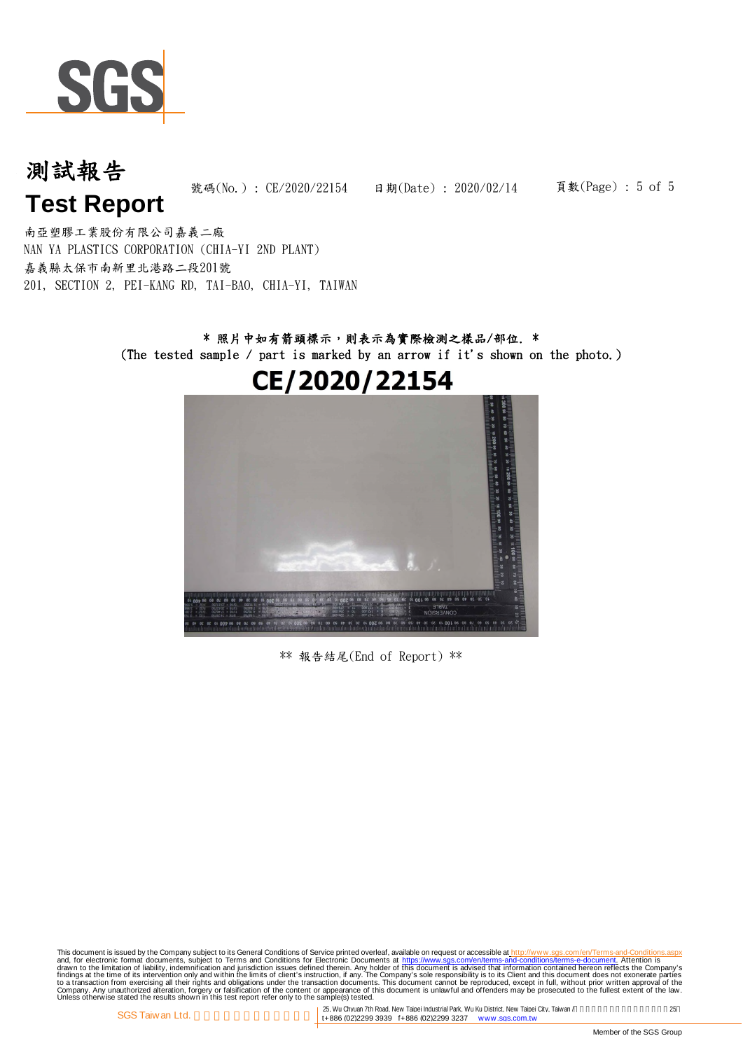# 測試報告

# Test Report

號碼(No.) : CE/2020/22154　　日期(Date) : 2020/02/14

南亞塑膠工業股份有限公司嘉義二廠
NAN YA PLASTICS CORPORATION (CHIA-YI 2ND PLANT)
嘉義縣太保市南新里北港路二段201號
201, SECTION 2, PEI-KANG RD, TAI-BAO, CHIA-YI, TAIWAN

\* 照片中如有箭頭標示，則表示為實際檢測之樣品/部位. \*
(The tested sample / part is marked by an arrow if it's shown on the photo.)

CE/2020/22154

\*\* 報告結尾(End of Report) \*\*

This document is issued by the Company subject to its General Conditions of Service printed overleaf, available on request or accessible at http://www.sgs.com/en/Terms-and-Conditions.aspx and, for electronic format documents, subject to Terms and Conditions for Electronic Documents at https://www.sgs.com/en/terms-and-conditions/terms-e-document. Attention is drawn to the limitation of liability, indemnification and jurisdiction issues defined therein. Any holder of this document is advised that information contained hereon reflects the Company's findings at the time of its intervention only and within the limits of client's instruction, if any. The Company's sole responsibility is to its Client and this document does not exonerate parties to a transaction from exercising all their rights and obligations under the transaction documents. This document cannot be reproduced, except in full, without prior written approval of the Company. Any unauthorized alteration, forgery or falsification of the content or appearance of this document is unlawful and offenders may be prosecuted to the fullest extent of the law. Unless otherwise stated the results shown in this test report refer only to the sample(s) tested.

SGS Taiwan Ltd.　25, Wu Chyuan 7th Road, New Taipei Industrial Park, Wu Ku District, New Taipei City, Taiwan
t+886 (02)2299 3939　f+886 (02)2299 3237　www.sgs.com.tw

Member of the SGS Group